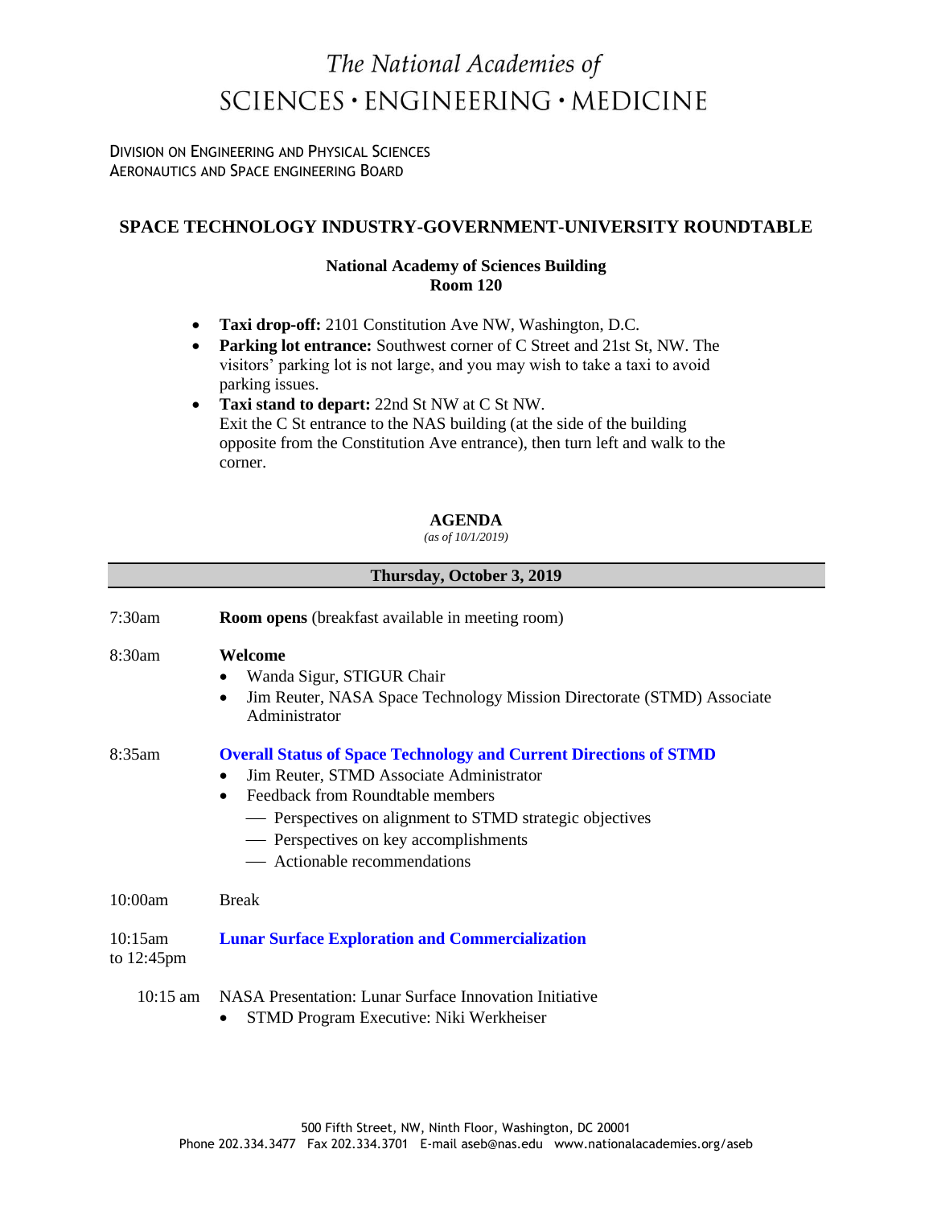# *The National Academies of* SCIENCES · ENGINEERING · MEDICINE

DIVISION ON ENGINEERING AND PHYSICAL SCIENCES
AERONAUTICS AND SPACE ENGINEERING BOARD

## SPACE TECHNOLOGY INDUSTRY-GOVERNMENT-UNIVERSITY ROUNDTABLE

**National Academy of Sciences Building**
**Room 120**

- **Taxi drop-off:** 2101 Constitution Ave NW, Washington, D.C.
- **Parking lot entrance:** Southwest corner of C Street and 21st St, NW. The visitors' parking lot is not large, and you may wish to take a taxi to avoid parking issues.
- **Taxi stand to depart:** 22nd St NW at C St NW. Exit the C St entrance to the NAS building (at the side of the building opposite from the Constitution Ave entrance), then turn left and walk to the corner.

### AGENDA

*(as of 10/1/2019)*

### Thursday, October 3, 2019

7:30am — **Room opens** (breakfast available in meeting room)

8:30am — **Welcome**
- Wanda Sigur, STIGUR Chair
- Jim Reuter, NASA Space Technology Mission Directorate (STMD) Associate Administrator

8:35am — **Overall Status of Space Technology and Current Directions of STMD**
- Jim Reuter, STMD Associate Administrator
- Feedback from Roundtable members
  - Perspectives on alignment to STMD strategic objectives
  - Perspectives on key accomplishments
  - Actionable recommendations

10:00am — Break

10:15am to 12:45pm — **Lunar Surface Exploration and Commercialization**

10:15 am — NASA Presentation: Lunar Surface Innovation Initiative
- STMD Program Executive: Niki Werkheiser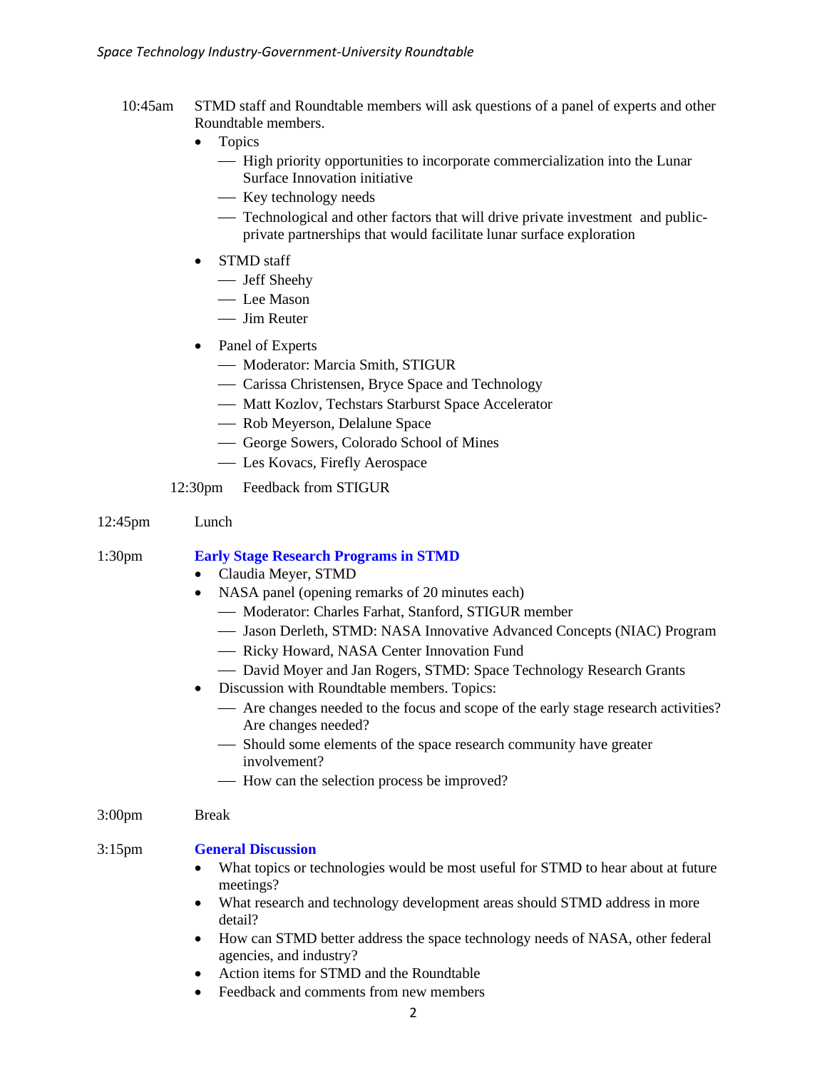10:45am STMD staff and Roundtable members will ask questions of a panel of experts and other Roundtable members.

- Topics
  - High priority opportunities to incorporate commercialization into the Lunar Surface Innovation initiative
  - Key technology needs
  - Technological and other factors that will drive private investment and public-private partnerships that would facilitate lunar surface exploration
- STMD staff
  - Jeff Sheehy
  - Lee Mason
  - Jim Reuter
- Panel of Experts
  - Moderator: Marcia Smith, STIGUR
  - Carissa Christensen, Bryce Space and Technology
  - Matt Kozlov, Techstars Starburst Space Accelerator
  - Rob Meyerson, Delalune Space
  - George Sowers, Colorado School of Mines
  - Les Kovacs, Firefly Aerospace

12:30pm Feedback from STIGUR

12:45pm Lunch

1:30pm **Early Stage Research Programs in STMD**

- Claudia Meyer, STMD
- NASA panel (opening remarks of 20 minutes each)
  - Moderator: Charles Farhat, Stanford, STIGUR member
  - Jason Derleth, STMD: NASA Innovative Advanced Concepts (NIAC) Program
  - Ricky Howard, NASA Center Innovation Fund
  - David Moyer and Jan Rogers, STMD: Space Technology Research Grants
- Discussion with Roundtable members. Topics:
  - Are changes needed to the focus and scope of the early stage research activities? Are changes needed?
  - Should some elements of the space research community have greater involvement?
  - How can the selection process be improved?

3:00pm Break

3:15pm **General Discussion**

- What topics or technologies would be most useful for STMD to hear about at future meetings?
- What research and technology development areas should STMD address in more detail?
- How can STMD better address the space technology needs of NASA, other federal agencies, and industry?
- Action items for STMD and the Roundtable
- Feedback and comments from new members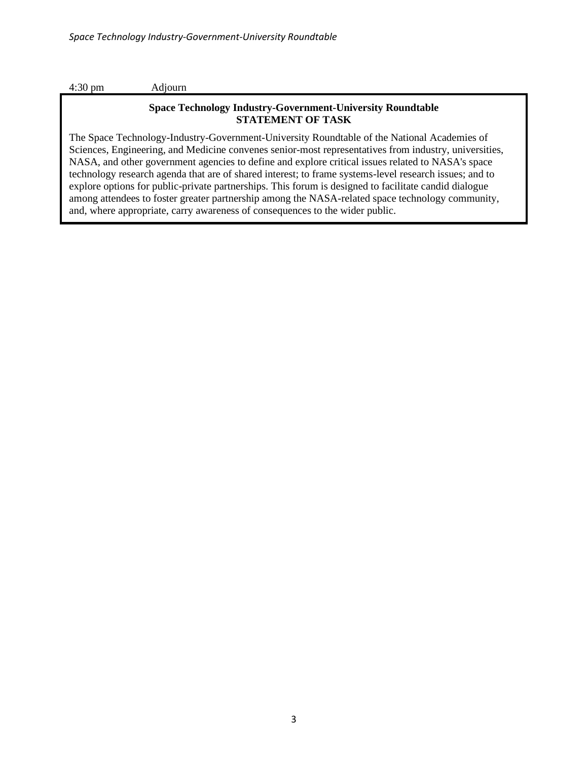4:30 pm Adjourn

**Space Technology Industry-Government-University Roundtable**
**STATEMENT OF TASK**

The Space Technology-Industry-Government-University Roundtable of the National Academies of Sciences, Engineering, and Medicine convenes senior-most representatives from industry, universities, NASA, and other government agencies to define and explore critical issues related to NASA's space technology research agenda that are of shared interest; to frame systems-level research issues; and to explore options for public-private partnerships. This forum is designed to facilitate candid dialogue among attendees to foster greater partnership among the NASA-related space technology community, and, where appropriate, carry awareness of consequences to the wider public.